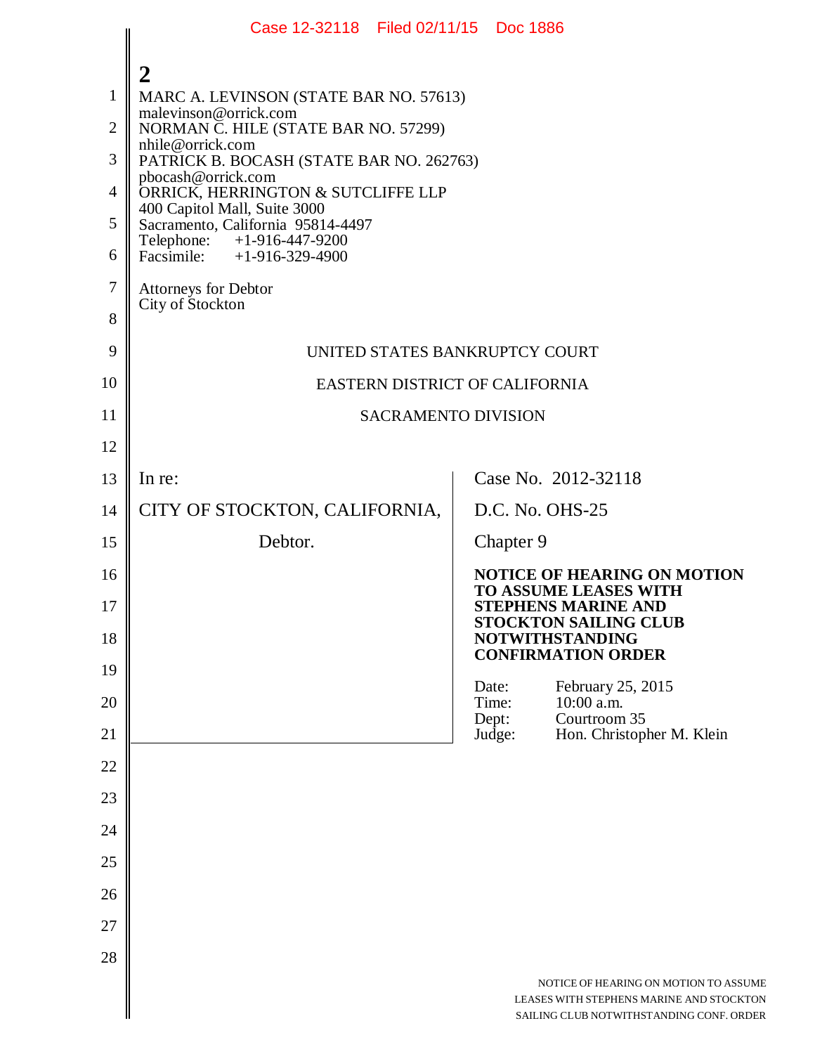MARC A. LEVINSON (STATE BAR NO. 57613)
malevinson@orrick.com
NORMAN C. HILE (STATE BAR NO. 57299)
nhile@orrick.com
PATRICK B. BOCASH (STATE BAR NO. 262763)
pbocash@orrick.com
ORRICK, HERRINGTON & SUTCLIFFE LLP
400 Capitol Mall, Suite 3000
Sacramento, California 95814-4497
Telephone: +1-916-447-9200
Facsimile: +1-916-329-4900

Attorneys for Debtor
City of Stockton

UNITED STATES BANKRUPTCY COURT

EASTERN DISTRICT OF CALIFORNIA

SACRAMENTO DIVISION

| | |
|---|---|
| In re: | Case No. 2012-32118 |
| CITY OF STOCKTON, CALIFORNIA, | D.C. No. OHS-25 |
| Debtor. | Chapter 9 |
| | **NOTICE OF HEARING ON MOTION TO ASSUME LEASES WITH STEPHENS MARINE AND STOCKTON SAILING CLUB NOTWITHSTANDING CONFIRMATION ORDER** |
| | Date: February 25, 2015<br>Time: 10:00 a.m.<br>Dept: Courtroom 35<br>Judge: Hon. Christopher M. Klein |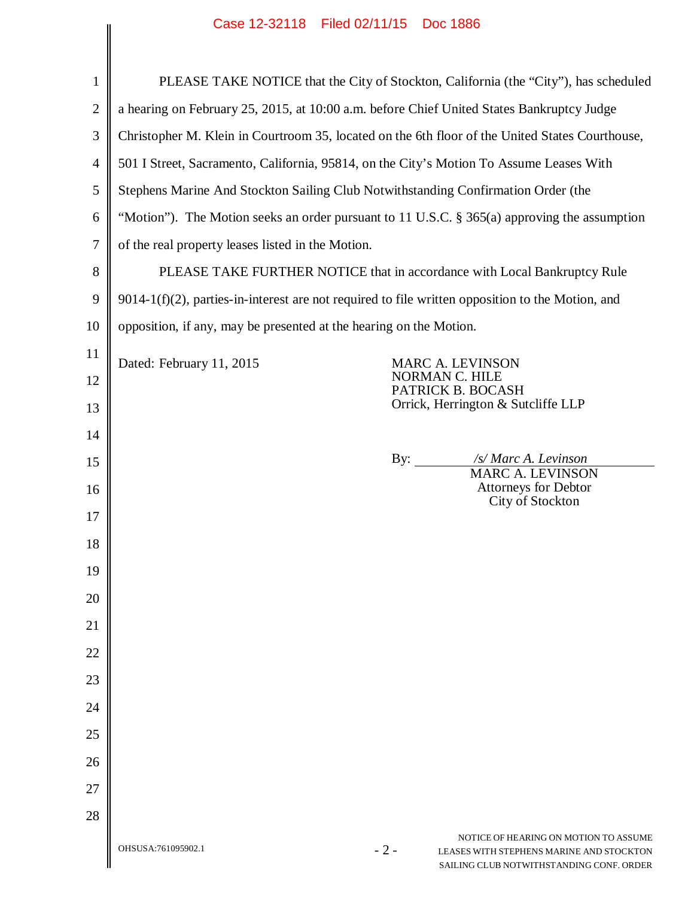PLEASE TAKE NOTICE that the City of Stockton, California (the "City"), has scheduled a hearing on February 25, 2015, at 10:00 a.m. before Chief United States Bankruptcy Judge Christopher M. Klein in Courtroom 35, located on the 6th floor of the United States Courthouse, 501 I Street, Sacramento, California, 95814, on the City's Motion To Assume Leases With Stephens Marine And Stockton Sailing Club Notwithstanding Confirmation Order (the "Motion"). The Motion seeks an order pursuant to 11 U.S.C. § 365(a) approving the assumption of the real property leases listed in the Motion.

PLEASE TAKE FURTHER NOTICE that in accordance with Local Bankruptcy Rule 9014-1(f)(2), parties-in-interest are not required to file written opposition to the Motion, and opposition, if any, may be presented at the hearing on the Motion.

Dated: February 11, 2015

MARC A. LEVINSON
NORMAN C. HILE
PATRICK B. BOCASH
Orrick, Herrington & Sutcliffe LLP

By: */s/ Marc A. Levinson*
MARC A. LEVINSON
Attorneys for Debtor
City of Stockton